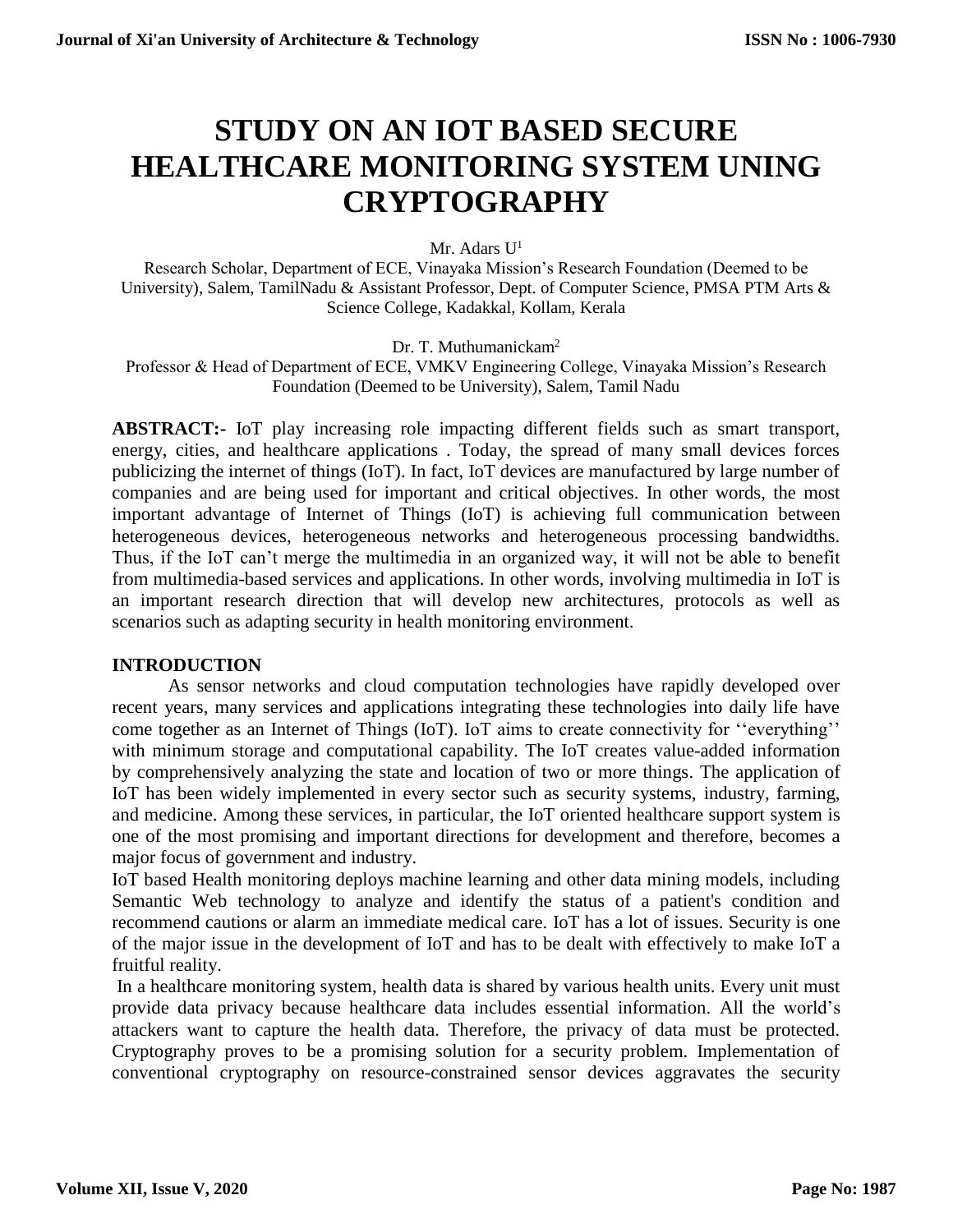# STUDY ON AN IOT BASED SECURE HEALTHCARE MONITORING SYSTEM UNING CRYPTOGRAPHY

Mr. Adars U[1]

Research Scholar, Department of ECE, Vinayaka Mission's Research Foundation (Deemed to be University), Salem, TamilNadu & Assistant Professor, Dept. of Computer Science, PMSA PTM Arts & Science College, Kadakkal, Kollam, Kerala

Dr. T. Muthumanickam[2]

Professor & Head of Department of ECE, VMKV Engineering College, Vinayaka Mission's Research Foundation (Deemed to be University), Salem, Tamil Nadu

**ABSTRACT:-** IoT play increasing role impacting different fields such as smart transport, energy, cities, and healthcare applications . Today, the spread of many small devices forces publicizing the internet of things (IoT). In fact, IoT devices are manufactured by large number of companies and are being used for important and critical objectives. In other words, the most important advantage of Internet of Things (IoT) is achieving full communication between heterogeneous devices, heterogeneous networks and heterogeneous processing bandwidths. Thus, if the IoT can't merge the multimedia in an organized way, it will not be able to benefit from multimedia-based services and applications. In other words, involving multimedia in IoT is an important research direction that will develop new architectures, protocols as well as scenarios such as adapting security in health monitoring environment.

## INTRODUCTION

As sensor networks and cloud computation technologies have rapidly developed over recent years, many services and applications integrating these technologies into daily life have come together as an Internet of Things (IoT). IoT aims to create connectivity for ''everything'' with minimum storage and computational capability. The IoT creates value-added information by comprehensively analyzing the state and location of two or more things. The application of IoT has been widely implemented in every sector such as security systems, industry, farming, and medicine. Among these services, in particular, the IoT oriented healthcare support system is one of the most promising and important directions for development and therefore, becomes a major focus of government and industry.

IoT based Health monitoring deploys machine learning and other data mining models, including Semantic Web technology to analyze and identify the status of a patient's condition and recommend cautions or alarm an immediate medical care. IoT has a lot of issues. Security is one of the major issue in the development of IoT and has to be dealt with effectively to make IoT a fruitful reality.

In a healthcare monitoring system, health data is shared by various health units. Every unit must provide data privacy because healthcare data includes essential information. All the world's attackers want to capture the health data. Therefore, the privacy of data must be protected. Cryptography proves to be a promising solution for a security problem. Implementation of conventional cryptography on resource-constrained sensor devices aggravates the security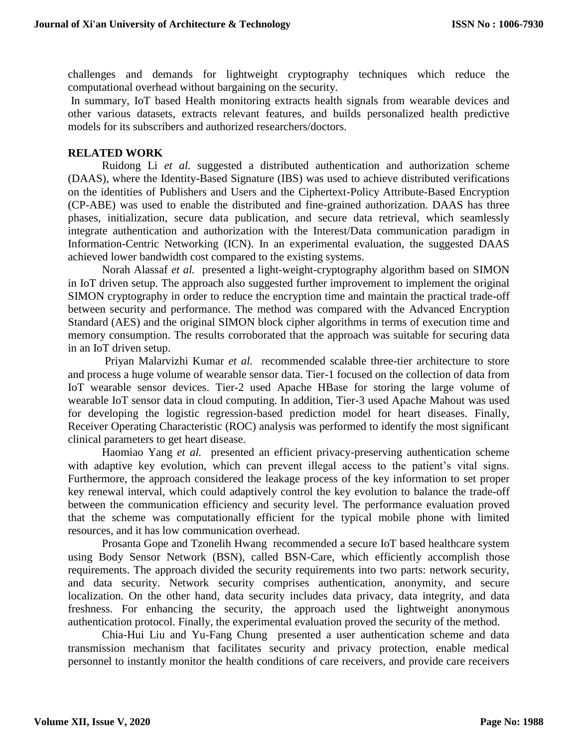challenges and demands for lightweight cryptography techniques which reduce the computational overhead without bargaining on the security.

In summary, IoT based Health monitoring extracts health signals from wearable devices and other various datasets, extracts relevant features, and builds personalized health predictive models for its subscribers and authorized researchers/doctors.

## RELATED WORK

Ruidong Li *et al.* suggested a distributed authentication and authorization scheme (DAAS), where the Identity-Based Signature (IBS) was used to achieve distributed verifications on the identities of Publishers and Users and the Ciphertext-Policy Attribute-Based Encryption (CP-ABE) was used to enable the distributed and fine-grained authorization. DAAS has three phases, initialization, secure data publication, and secure data retrieval, which seamlessly integrate authentication and authorization with the Interest/Data communication paradigm in Information-Centric Networking (ICN). In an experimental evaluation, the suggested DAAS achieved lower bandwidth cost compared to the existing systems.

Norah Alassaf *et al.* presented a light-weight-cryptography algorithm based on SIMON in IoT driven setup. The approach also suggested further improvement to implement the original SIMON cryptography in order to reduce the encryption time and maintain the practical trade-off between security and performance. The method was compared with the Advanced Encryption Standard (AES) and the original SIMON block cipher algorithms in terms of execution time and memory consumption. The results corroborated that the approach was suitable for securing data in an IoT driven setup.

Priyan Malarvizhi Kumar *et al.* recommended scalable three-tier architecture to store and process a huge volume of wearable sensor data. Tier-1 focused on the collection of data from IoT wearable sensor devices. Tier-2 used Apache HBase for storing the large volume of wearable IoT sensor data in cloud computing. In addition, Tier-3 used Apache Mahout was used for developing the logistic regression-based prediction model for heart diseases. Finally, Receiver Operating Characteristic (ROC) analysis was performed to identify the most significant clinical parameters to get heart disease.

Haomiao Yang *et al.* presented an efficient privacy-preserving authentication scheme with adaptive key evolution, which can prevent illegal access to the patient's vital signs. Furthermore, the approach considered the leakage process of the key information to set proper key renewal interval, which could adaptively control the key evolution to balance the trade-off between the communication efficiency and security level. The performance evaluation proved that the scheme was computationally efficient for the typical mobile phone with limited resources, and it has low communication overhead.

Prosanta Gope and Tzonelih Hwang recommended a secure IoT based healthcare system using Body Sensor Network (BSN), called BSN-Care, which efficiently accomplish those requirements. The approach divided the security requirements into two parts: network security, and data security. Network security comprises authentication, anonymity, and secure localization. On the other hand, data security includes data privacy, data integrity, and data freshness. For enhancing the security, the approach used the lightweight anonymous authentication protocol. Finally, the experimental evaluation proved the security of the method.

Chia-Hui Liu and Yu-Fang Chung presented a user authentication scheme and data transmission mechanism that facilitates security and privacy protection, enable medical personnel to instantly monitor the health conditions of care receivers, and provide care receivers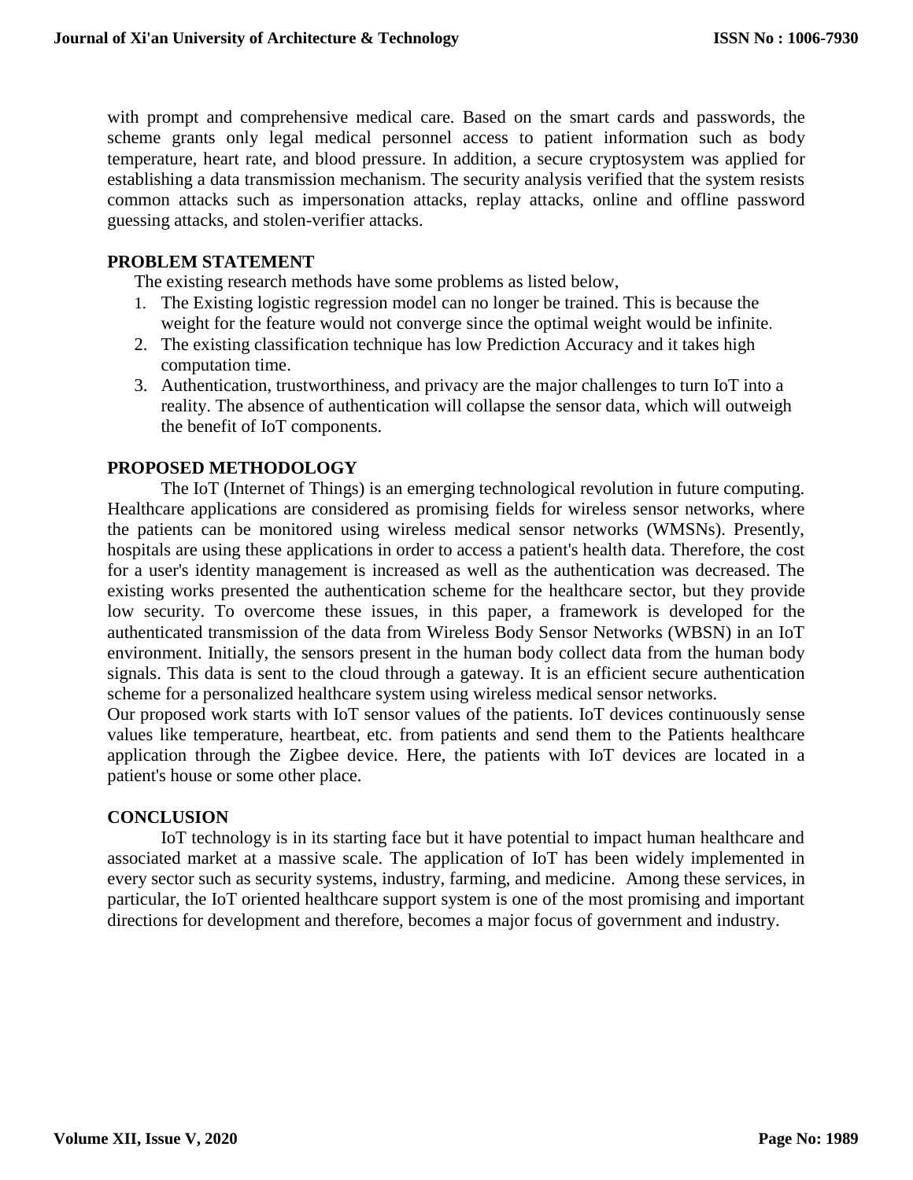with prompt and comprehensive medical care. Based on the smart cards and passwords, the scheme grants only legal medical personnel access to patient information such as body temperature, heart rate, and blood pressure. In addition, a secure cryptosystem was applied for establishing a data transmission mechanism. The security analysis verified that the system resists common attacks such as impersonation attacks, replay attacks, online and offline password guessing attacks, and stolen-verifier attacks.

## PROBLEM STATEMENT

The existing research methods have some problems as listed below,

1. The Existing logistic regression model can no longer be trained. This is because the weight for the feature would not converge since the optimal weight would be infinite.
2. The existing classification technique has low Prediction Accuracy and it takes high computation time.
3. Authentication, trustworthiness, and privacy are the major challenges to turn IoT into a reality. The absence of authentication will collapse the sensor data, which will outweigh the benefit of IoT components.

## PROPOSED METHODOLOGY

The IoT (Internet of Things) is an emerging technological revolution in future computing. Healthcare applications are considered as promising fields for wireless sensor networks, where the patients can be monitored using wireless medical sensor networks (WMSNs). Presently, hospitals are using these applications in order to access a patient's health data. Therefore, the cost for a user's identity management is increased as well as the authentication was decreased. The existing works presented the authentication scheme for the healthcare sector, but they provide low security. To overcome these issues, in this paper, a framework is developed for the authenticated transmission of the data from Wireless Body Sensor Networks (WBSN) in an IoT environment. Initially, the sensors present in the human body collect data from the human body signals. This data is sent to the cloud through a gateway. It is an efficient secure authentication scheme for a personalized healthcare system using wireless medical sensor networks.

Our proposed work starts with IoT sensor values of the patients. IoT devices continuously sense values like temperature, heartbeat, etc. from patients and send them to the Patients healthcare application through the Zigbee device. Here, the patients with IoT devices are located in a patient's house or some other place.

## CONCLUSION

IoT technology is in its starting face but it have potential to impact human healthcare and associated market at a massive scale. The application of IoT has been widely implemented in every sector such as security systems, industry, farming, and medicine. Among these services, in particular, the IoT oriented healthcare support system is one of the most promising and important directions for development and therefore, becomes a major focus of government and industry.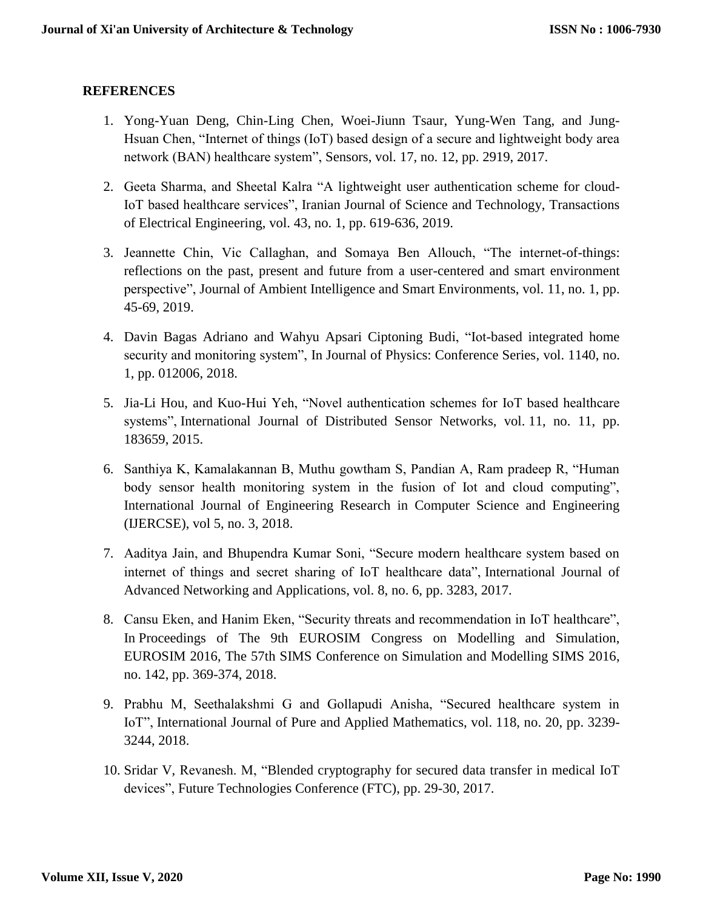## REFERENCES

1. Yong-Yuan Deng, Chin-Ling Chen, Woei-Jiunn Tsaur, Yung-Wen Tang, and Jung-Hsuan Chen, "Internet of things (IoT) based design of a secure and lightweight body area network (BAN) healthcare system", Sensors, vol. 17, no. 12, pp. 2919, 2017.

2. Geeta Sharma, and Sheetal Kalra "A lightweight user authentication scheme for cloud-IoT based healthcare services", Iranian Journal of Science and Technology, Transactions of Electrical Engineering, vol. 43, no. 1, pp. 619-636, 2019.

3. Jeannette Chin, Vic Callaghan, and Somaya Ben Allouch, "The internet-of-things: reflections on the past, present and future from a user-centered and smart environment perspective", Journal of Ambient Intelligence and Smart Environments, vol. 11, no. 1, pp. 45-69, 2019.

4. Davin Bagas Adriano and Wahyu Apsari Ciptoning Budi, "Iot-based integrated home security and monitoring system", In Journal of Physics: Conference Series, vol. 1140, no. 1, pp. 012006, 2018.

5. Jia-Li Hou, and Kuo-Hui Yeh, "Novel authentication schemes for IoT based healthcare systems", International Journal of Distributed Sensor Networks, vol. 11, no. 11, pp. 183659, 2015.

6. Santhiya K, Kamalakannan B, Muthu gowtham S, Pandian A, Ram pradeep R, "Human body sensor health monitoring system in the fusion of Iot and cloud computing", International Journal of Engineering Research in Computer Science and Engineering (IJERCSE), vol 5, no. 3, 2018.

7. Aaditya Jain, and Bhupendra Kumar Soni, "Secure modern healthcare system based on internet of things and secret sharing of IoT healthcare data", International Journal of Advanced Networking and Applications, vol. 8, no. 6, pp. 3283, 2017.

8. Cansu Eken, and Hanim Eken, "Security threats and recommendation in IoT healthcare", In Proceedings of The 9th EUROSIM Congress on Modelling and Simulation, EUROSIM 2016, The 57th SIMS Conference on Simulation and Modelling SIMS 2016, no. 142, pp. 369-374, 2018.

9. Prabhu M, Seethalakshmi G and Gollapudi Anisha, "Secured healthcare system in IoT", International Journal of Pure and Applied Mathematics, vol. 118, no. 20, pp. 3239-3244, 2018.

10. Sridar V, Revanesh. M, "Blended cryptography for secured data transfer in medical IoT devices", Future Technologies Conference (FTC), pp. 29-30, 2017.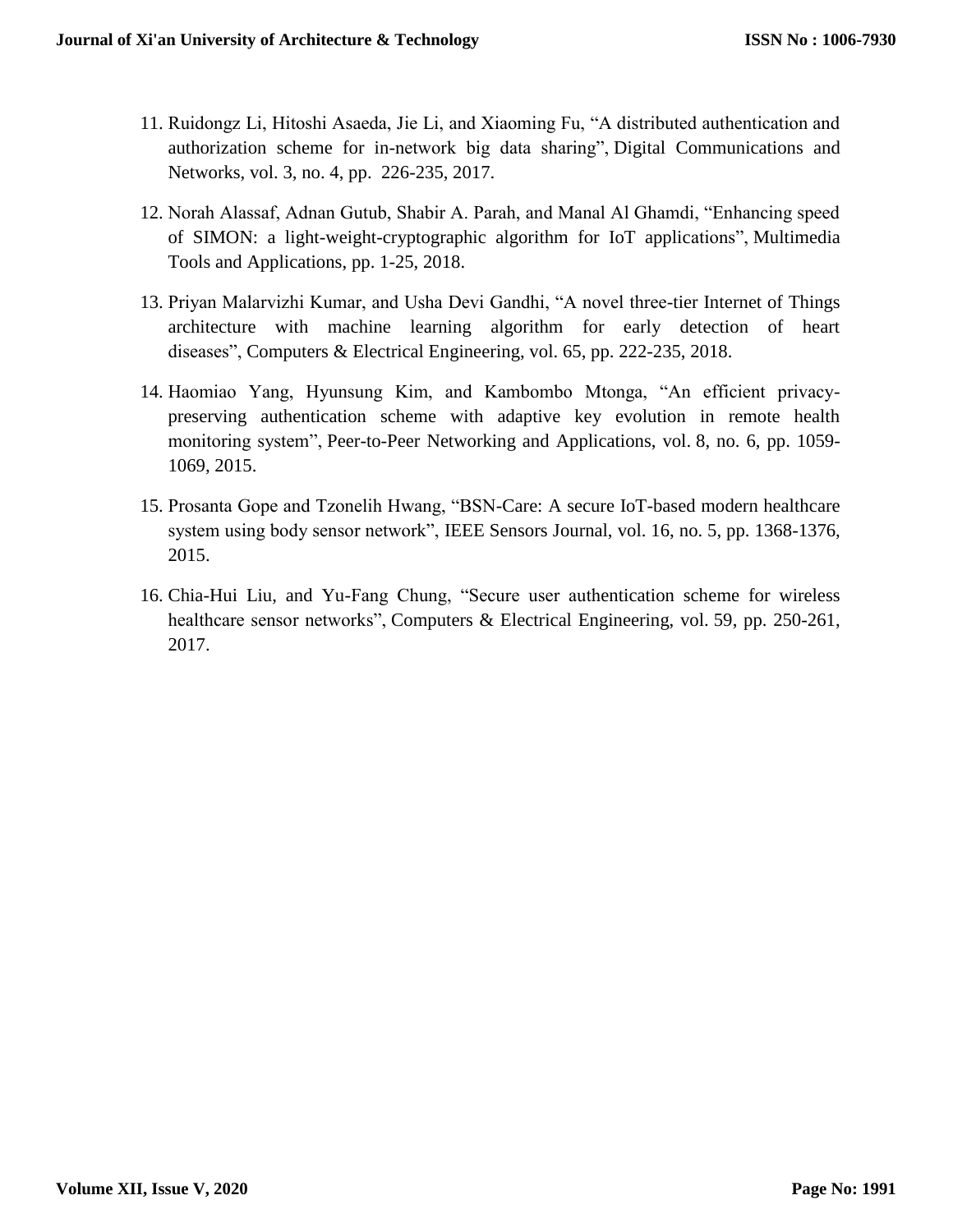11. Ruidongz Li, Hitoshi Asaeda, Jie Li, and Xiaoming Fu, “A distributed authentication and authorization scheme for in-network big data sharing”, Digital Communications and Networks, vol. 3, no. 4, pp. 226-235, 2017.

12. Norah Alassaf, Adnan Gutub, Shabir A. Parah, and Manal Al Ghamdi, “Enhancing speed of SIMON: a light-weight-cryptographic algorithm for IoT applications”, Multimedia Tools and Applications, pp. 1-25, 2018.

13. Priyan Malarvizhi Kumar, and Usha Devi Gandhi, “A novel three-tier Internet of Things architecture with machine learning algorithm for early detection of heart diseases”, Computers & Electrical Engineering, vol. 65, pp. 222-235, 2018.

14. Haomiao Yang, Hyunsung Kim, and Kambombo Mtonga, “An efficient privacy-preserving authentication scheme with adaptive key evolution in remote health monitoring system”, Peer-to-Peer Networking and Applications, vol. 8, no. 6, pp. 1059-1069, 2015.

15. Prosanta Gope and Tzonelih Hwang, “BSN-Care: A secure IoT-based modern healthcare system using body sensor network”, IEEE Sensors Journal, vol. 16, no. 5, pp. 1368-1376, 2015.

16. Chia-Hui Liu, and Yu-Fang Chung, “Secure user authentication scheme for wireless healthcare sensor networks”, Computers & Electrical Engineering, vol. 59, pp. 250-261, 2017.